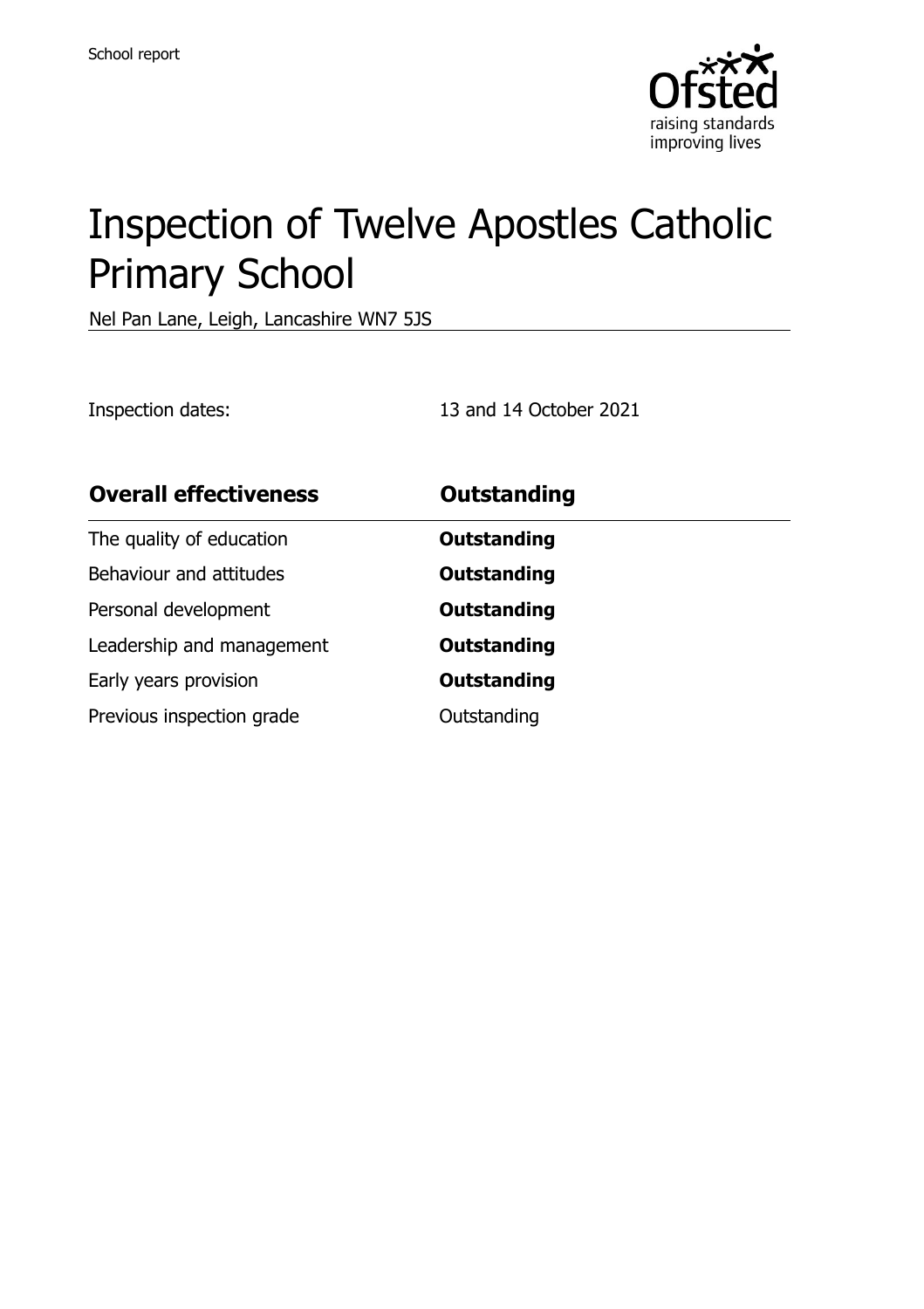School report

# Inspection of Twelve Apostles Catholic Primary School

Nel Pan Lane, Leigh, Lancashire WN7 5JS

Inspection dates: 13 and 14 October 2021

| **Overall effectiveness** | **Outstanding** |
| --- | --- |
| The quality of education | **Outstanding** |
| Behaviour and attitudes | **Outstanding** |
| Personal development | **Outstanding** |
| Leadership and management | **Outstanding** |
| Early years provision | **Outstanding** |
| Previous inspection grade | Outstanding |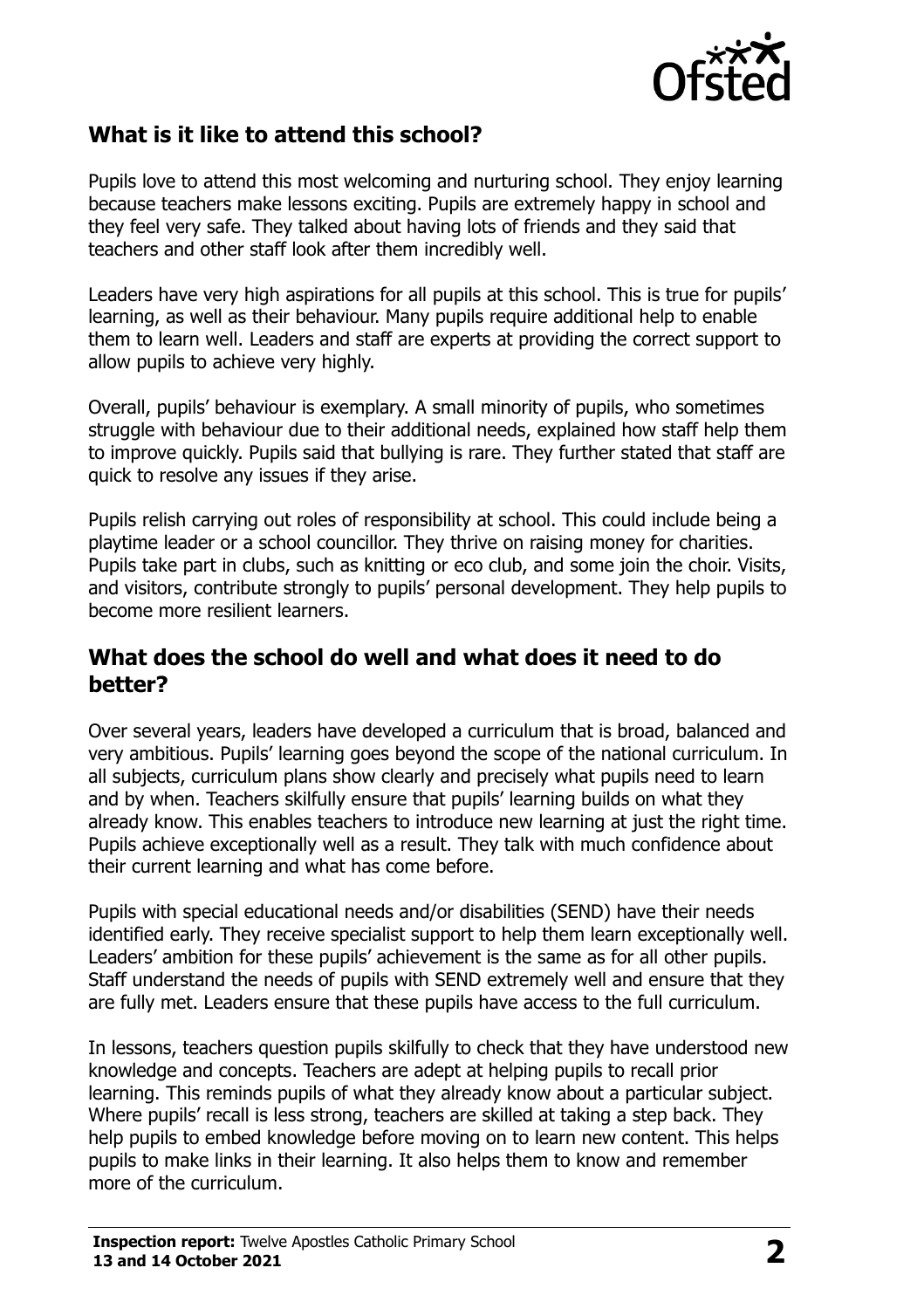## What is it like to attend this school?

Pupils love to attend this most welcoming and nurturing school. They enjoy learning because teachers make lessons exciting. Pupils are extremely happy in school and they feel very safe. They talked about having lots of friends and they said that teachers and other staff look after them incredibly well.

Leaders have very high aspirations for all pupils at this school. This is true for pupils' learning, as well as their behaviour. Many pupils require additional help to enable them to learn well. Leaders and staff are experts at providing the correct support to allow pupils to achieve very highly.

Overall, pupils' behaviour is exemplary. A small minority of pupils, who sometimes struggle with behaviour due to their additional needs, explained how staff help them to improve quickly. Pupils said that bullying is rare. They further stated that staff are quick to resolve any issues if they arise.

Pupils relish carrying out roles of responsibility at school. This could include being a playtime leader or a school councillor. They thrive on raising money for charities. Pupils take part in clubs, such as knitting or eco club, and some join the choir. Visits, and visitors, contribute strongly to pupils' personal development. They help pupils to become more resilient learners.

## What does the school do well and what does it need to do better?

Over several years, leaders have developed a curriculum that is broad, balanced and very ambitious. Pupils' learning goes beyond the scope of the national curriculum. In all subjects, curriculum plans show clearly and precisely what pupils need to learn and by when. Teachers skilfully ensure that pupils' learning builds on what they already know. This enables teachers to introduce new learning at just the right time. Pupils achieve exceptionally well as a result. They talk with much confidence about their current learning and what has come before.

Pupils with special educational needs and/or disabilities (SEND) have their needs identified early. They receive specialist support to help them learn exceptionally well. Leaders' ambition for these pupils' achievement is the same as for all other pupils. Staff understand the needs of pupils with SEND extremely well and ensure that they are fully met. Leaders ensure that these pupils have access to the full curriculum.

In lessons, teachers question pupils skilfully to check that they have understood new knowledge and concepts. Teachers are adept at helping pupils to recall prior learning. This reminds pupils of what they already know about a particular subject. Where pupils' recall is less strong, teachers are skilled at taking a step back. They help pupils to embed knowledge before moving on to learn new content. This helps pupils to make links in their learning. It also helps them to know and remember more of the curriculum.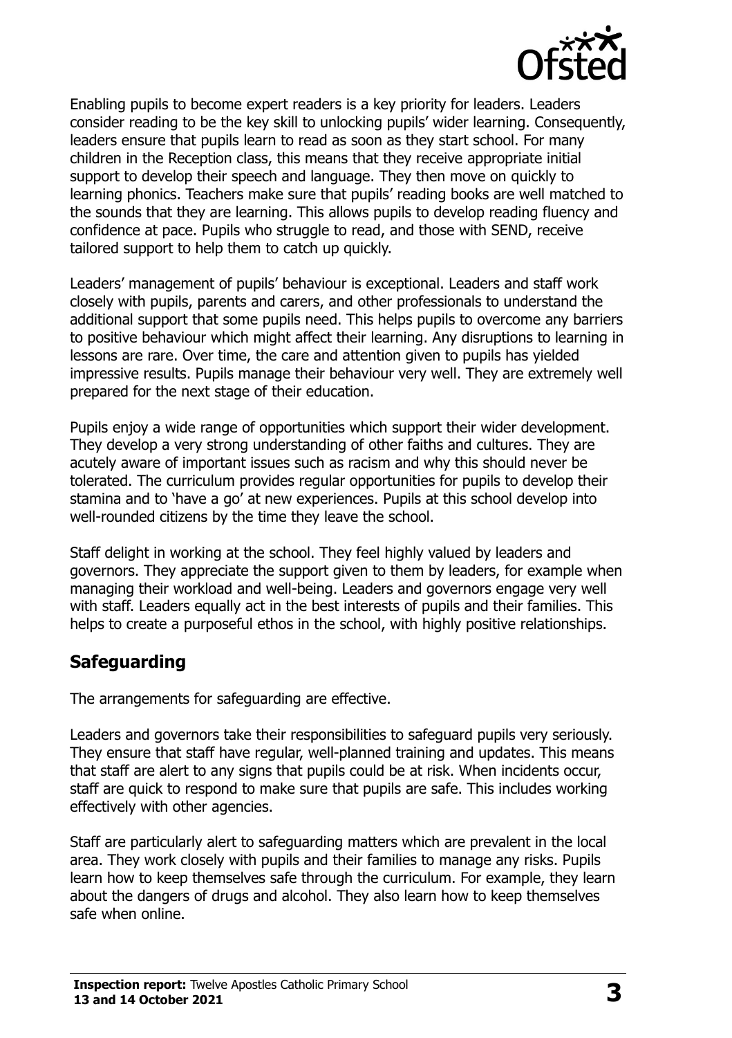Enabling pupils to become expert readers is a key priority for leaders. Leaders consider reading to be the key skill to unlocking pupils' wider learning. Consequently, leaders ensure that pupils learn to read as soon as they start school. For many children in the Reception class, this means that they receive appropriate initial support to develop their speech and language. They then move on quickly to learning phonics. Teachers make sure that pupils' reading books are well matched to the sounds that they are learning. This allows pupils to develop reading fluency and confidence at pace. Pupils who struggle to read, and those with SEND, receive tailored support to help them to catch up quickly.

Leaders' management of pupils' behaviour is exceptional. Leaders and staff work closely with pupils, parents and carers, and other professionals to understand the additional support that some pupils need. This helps pupils to overcome any barriers to positive behaviour which might affect their learning. Any disruptions to learning in lessons are rare. Over time, the care and attention given to pupils has yielded impressive results. Pupils manage their behaviour very well. They are extremely well prepared for the next stage of their education.

Pupils enjoy a wide range of opportunities which support their wider development. They develop a very strong understanding of other faiths and cultures. They are acutely aware of important issues such as racism and why this should never be tolerated. The curriculum provides regular opportunities for pupils to develop their stamina and to 'have a go' at new experiences. Pupils at this school develop into well-rounded citizens by the time they leave the school.

Staff delight in working at the school. They feel highly valued by leaders and governors. They appreciate the support given to them by leaders, for example when managing their workload and well-being. Leaders and governors engage very well with staff. Leaders equally act in the best interests of pupils and their families. This helps to create a purposeful ethos in the school, with highly positive relationships.

## Safeguarding

The arrangements for safeguarding are effective.

Leaders and governors take their responsibilities to safeguard pupils very seriously. They ensure that staff have regular, well-planned training and updates. This means that staff are alert to any signs that pupils could be at risk. When incidents occur, staff are quick to respond to make sure that pupils are safe. This includes working effectively with other agencies.

Staff are particularly alert to safeguarding matters which are prevalent in the local area. They work closely with pupils and their families to manage any risks. Pupils learn how to keep themselves safe through the curriculum. For example, they learn about the dangers of drugs and alcohol. They also learn how to keep themselves safe when online.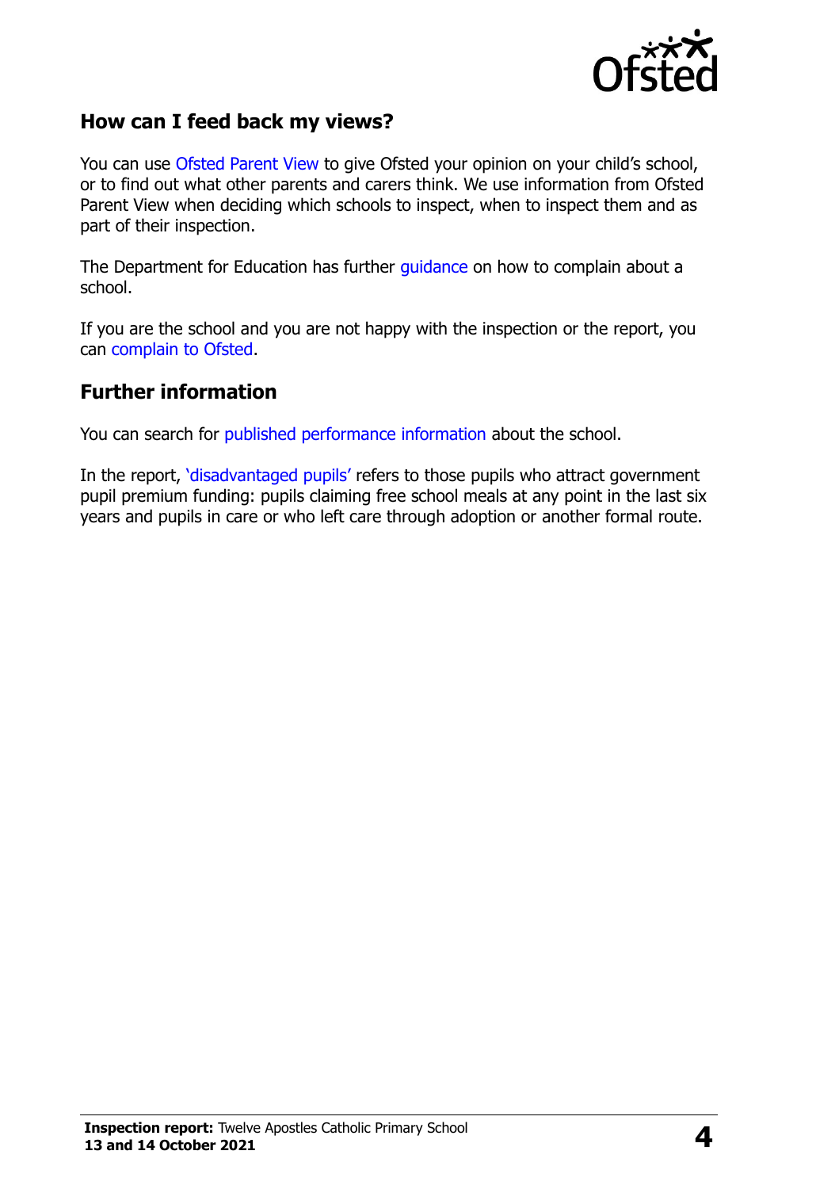## How can I feed back my views?

You can use Ofsted Parent View to give Ofsted your opinion on your child's school, or to find out what other parents and carers think. We use information from Ofsted Parent View when deciding which schools to inspect, when to inspect them and as part of their inspection.

The Department for Education has further guidance on how to complain about a school.

If you are the school and you are not happy with the inspection or the report, you can complain to Ofsted.

## Further information

You can search for published performance information about the school.

In the report, 'disadvantaged pupils' refers to those pupils who attract government pupil premium funding: pupils claiming free school meals at any point in the last six years and pupils in care or who left care through adoption or another formal route.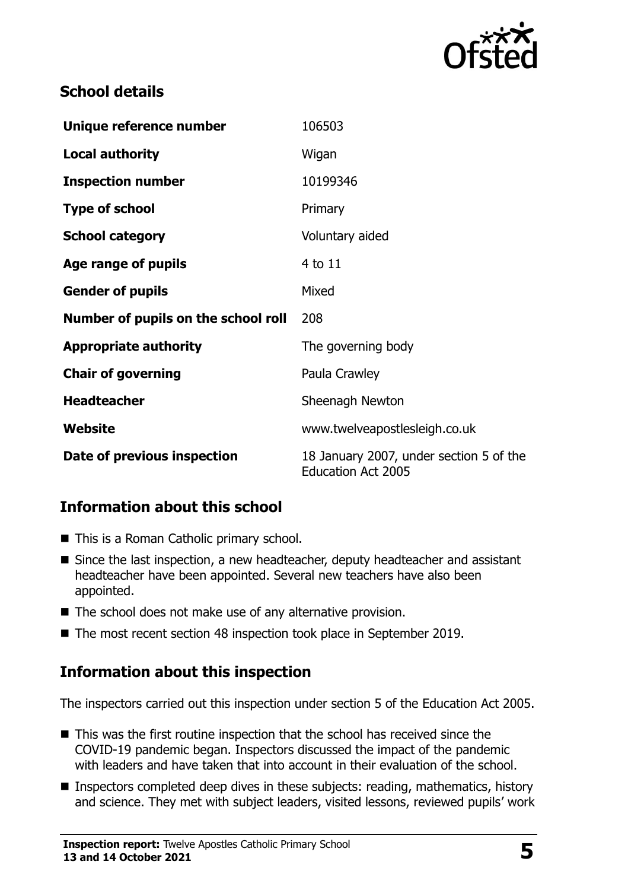## School details

| | |
|---|---|
| **Unique reference number** | 106503 |
| **Local authority** | Wigan |
| **Inspection number** | 10199346 |
| **Type of school** | Primary |
| **School category** | Voluntary aided |
| **Age range of pupils** | 4 to 11 |
| **Gender of pupils** | Mixed |
| **Number of pupils on the school roll** | 208 |
| **Appropriate authority** | The governing body |
| **Chair of governing** | Paula Crawley |
| **Headteacher** | Sheenagh Newton |
| **Website** | www.twelveapostlesleigh.co.uk |
| **Date of previous inspection** | 18 January 2007, under section 5 of the Education Act 2005 |

## Information about this school

- This is a Roman Catholic primary school.
- Since the last inspection, a new headteacher, deputy headteacher and assistant headteacher have been appointed. Several new teachers have also been appointed.
- The school does not make use of any alternative provision.
- The most recent section 48 inspection took place in September 2019.

## Information about this inspection

The inspectors carried out this inspection under section 5 of the Education Act 2005.

- This was the first routine inspection that the school has received since the COVID-19 pandemic began. Inspectors discussed the impact of the pandemic with leaders and have taken that into account in their evaluation of the school.
- Inspectors completed deep dives in these subjects: reading, mathematics, history and science. They met with subject leaders, visited lessons, reviewed pupils' work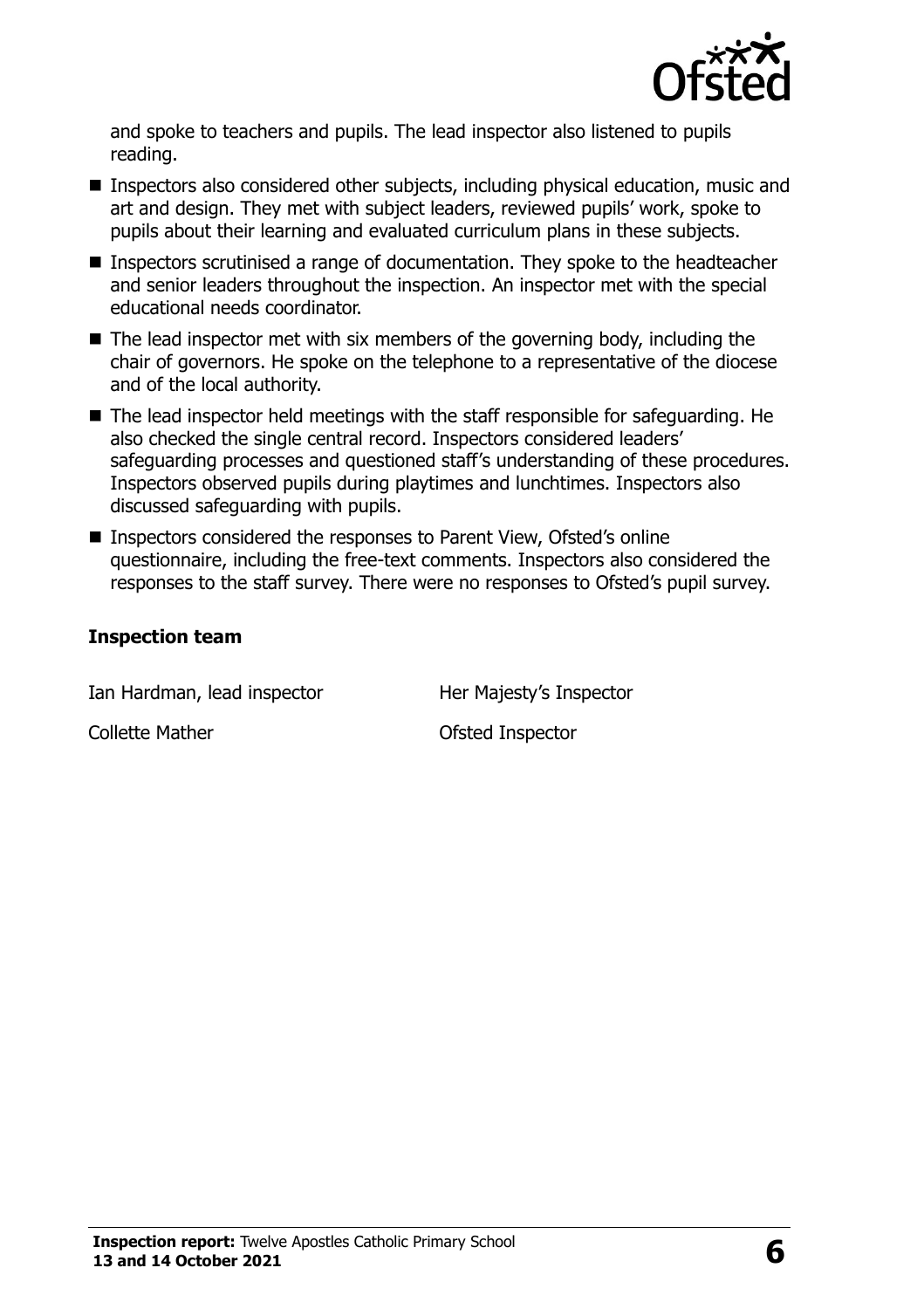and spoke to teachers and pupils. The lead inspector also listened to pupils reading.

- Inspectors also considered other subjects, including physical education, music and art and design. They met with subject leaders, reviewed pupils' work, spoke to pupils about their learning and evaluated curriculum plans in these subjects.
- Inspectors scrutinised a range of documentation. They spoke to the headteacher and senior leaders throughout the inspection. An inspector met with the special educational needs coordinator.
- The lead inspector met with six members of the governing body, including the chair of governors. He spoke on the telephone to a representative of the diocese and of the local authority.
- The lead inspector held meetings with the staff responsible for safeguarding. He also checked the single central record. Inspectors considered leaders' safeguarding processes and questioned staff's understanding of these procedures. Inspectors observed pupils during playtimes and lunchtimes. Inspectors also discussed safeguarding with pupils.
- Inspectors considered the responses to Parent View, Ofsted's online questionnaire, including the free-text comments. Inspectors also considered the responses to the staff survey. There were no responses to Ofsted's pupil survey.

### Inspection team

| | |
|---|---|
| Ian Hardman, lead inspector | Her Majesty's Inspector |
| Collette Mather | Ofsted Inspector |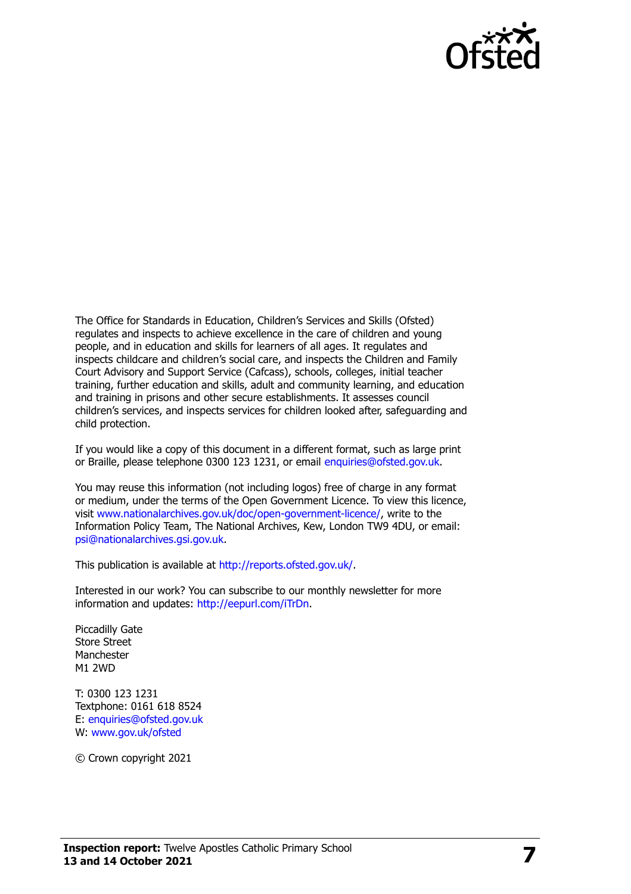The Office for Standards in Education, Children's Services and Skills (Ofsted) regulates and inspects to achieve excellence in the care of children and young people, and in education and skills for learners of all ages. It regulates and inspects childcare and children's social care, and inspects the Children and Family Court Advisory and Support Service (Cafcass), schools, colleges, initial teacher training, further education and skills, adult and community learning, and education and training in prisons and other secure establishments. It assesses council children's services, and inspects services for children looked after, safeguarding and child protection.

If you would like a copy of this document in a different format, such as large print or Braille, please telephone 0300 123 1231, or email enquiries@ofsted.gov.uk.

You may reuse this information (not including logos) free of charge in any format or medium, under the terms of the Open Government Licence. To view this licence, visit www.nationalarchives.gov.uk/doc/open-government-licence/, write to the Information Policy Team, The National Archives, Kew, London TW9 4DU, or email: psi@nationalarchives.gsi.gov.uk.

This publication is available at http://reports.ofsted.gov.uk/.

Interested in our work? You can subscribe to our monthly newsletter for more information and updates: http://eepurl.com/iTrDn.

Piccadilly Gate  
Store Street  
Manchester  
M1 2WD

T: 0300 123 1231  
Textphone: 0161 618 8524  
E: enquiries@ofsted.gov.uk  
W: www.gov.uk/ofsted

© Crown copyright 2021